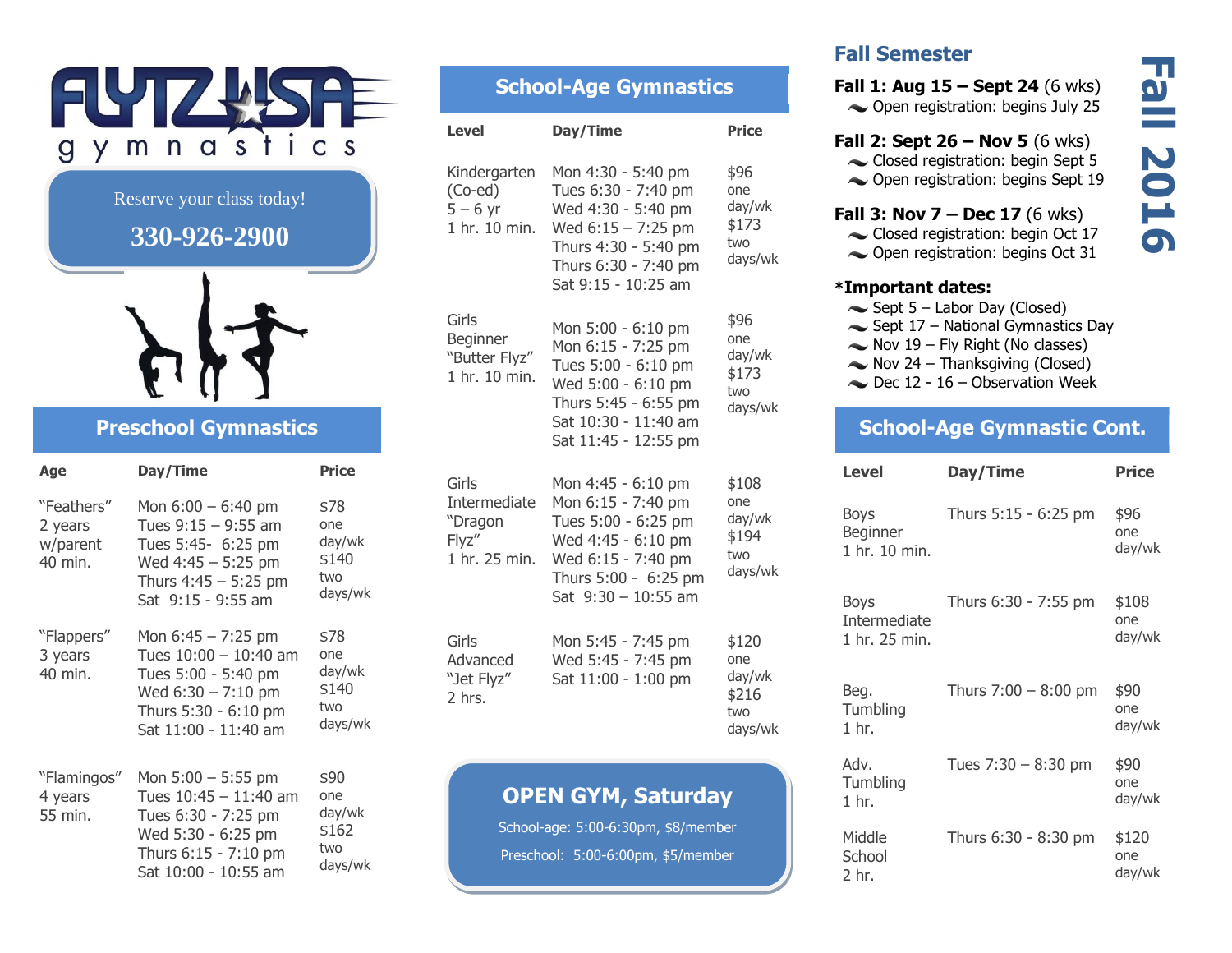# FLYTZ USA gymnastics

**Reserve your class today!**

**330-926-2900**

## Preschool Gymnastics

| Age | Day/Time | Price |
|---|---|---|
| "Feathers" 2 years w/parent 40 min. | Mon 6:00 – 6:40 pm<br>Tues 9:15 – 9:55 am<br>Tues 5:45- 6:25 pm<br>Wed 4:45 – 5:25 pm<br>Thurs 4:45 – 5:25 pm<br>Sat 9:15 - 9:55 am | $78 one day/wk<br>$140 two days/wk |
| "Flappers" 3 years 40 min. | Mon 6:45 – 7:25 pm<br>Tues 10:00 – 10:40 am<br>Tues 5:00 - 5:40 pm<br>Wed 6:30 – 7:10 pm<br>Thurs 5:30 - 6:10 pm<br>Sat 11:00 - 11:40 am | $78 one day/wk<br>$140 two days/wk |
| "Flamingos" 4 years 55 min. | Mon 5:00 – 5:55 pm<br>Tues 10:45 – 11:40 am<br>Tues 6:30 - 7:25 pm<br>Wed 5:30 - 6:25 pm<br>Thurs 6:15 - 7:10 pm<br>Sat 10:00 - 10:55 am | $90 one day/wk<br>$162 two days/wk |

## School-Age Gymnastics

| Level | Day/Time | Price |
|---|---|---|
| Kindergarten (Co-ed) 5 – 6 yr 1 hr. 10 min. | Mon 4:30 - 5:40 pm<br>Tues 6:30 - 7:40 pm<br>Wed 4:30 - 5:40 pm<br>Wed 6:15 – 7:25 pm<br>Thurs 4:30 - 5:40 pm<br>Thurs 6:30 - 7:40 pm<br>Sat 9:15 - 10:25 am | $96 one day/wk<br>$173 two days/wk |
| Girls Beginner "Butter Flyz" 1 hr. 10 min. | Mon 5:00 - 6:10 pm<br>Mon 6:15 - 7:25 pm<br>Tues 5:00 - 6:10 pm<br>Wed 5:00 - 6:10 pm<br>Thurs 5:45 - 6:55 pm<br>Sat 10:30 - 11:40 am<br>Sat 11:45 - 12:55 pm | $96 one day/wk<br>$173 two days/wk |
| Girls Intermediate "Dragon Flyz" 1 hr. 25 min. | Mon 4:45 - 6:10 pm<br>Mon 6:15 - 7:40 pm<br>Tues 5:00 - 6:25 pm<br>Wed 4:45 - 6:10 pm<br>Wed 6:15 - 7:40 pm<br>Thurs 5:00 - 6:25 pm<br>Sat 9:30 – 10:55 am | $108 one day/wk<br>$194 two days/wk |
| Girls Advanced "Jet Flyz" 2 hrs. | Mon 5:45 - 7:45 pm<br>Wed 5:45 - 7:45 pm<br>Sat 11:00 - 1:00 pm | $120 one day/wk<br>$216 two days/wk |

## OPEN GYM, Saturday

School-age: 5:00-6:30pm, $8/member

Preschool: 5:00-6:00pm, $5/member

# Fall 2016

## Fall Semester

**Fall 1: Aug 15 – Sept 24** (6 wks)
- Open registration: begins July 25

**Fall 2: Sept 26 – Nov 5** (6 wks)
- Closed registration: begin Sept 5
- Open registration: begins Sept 19

**Fall 3: Nov 7 – Dec 17** (6 wks)
- Closed registration: begin Oct 17
- Open registration: begins Oct 31

**\*Important dates:**
- Sept 5 – Labor Day (Closed)
- Sept 17 – National Gymnastics Day
- Nov 19 – Fly Right (No classes)
- Nov 24 – Thanksgiving (Closed)
- Dec 12 - 16 – Observation Week

## School-Age Gymnastic Cont.

| Level | Day/Time | Price |
|---|---|---|
| Boys Beginner 1 hr. 10 min. | Thurs 5:15 - 6:25 pm | $96 one day/wk |
| Boys Intermediate 1 hr. 25 min. | Thurs 6:30 - 7:55 pm | $108 one day/wk |
| Beg. Tumbling 1 hr. | Thurs 7:00 – 8:00 pm | $90 one day/wk |
| Adv. Tumbling 1 hr. | Tues 7:30 – 8:30 pm | $90 one day/wk |
| Middle School 2 hr. | Thurs 6:30 - 8:30 pm | $120 one day/wk |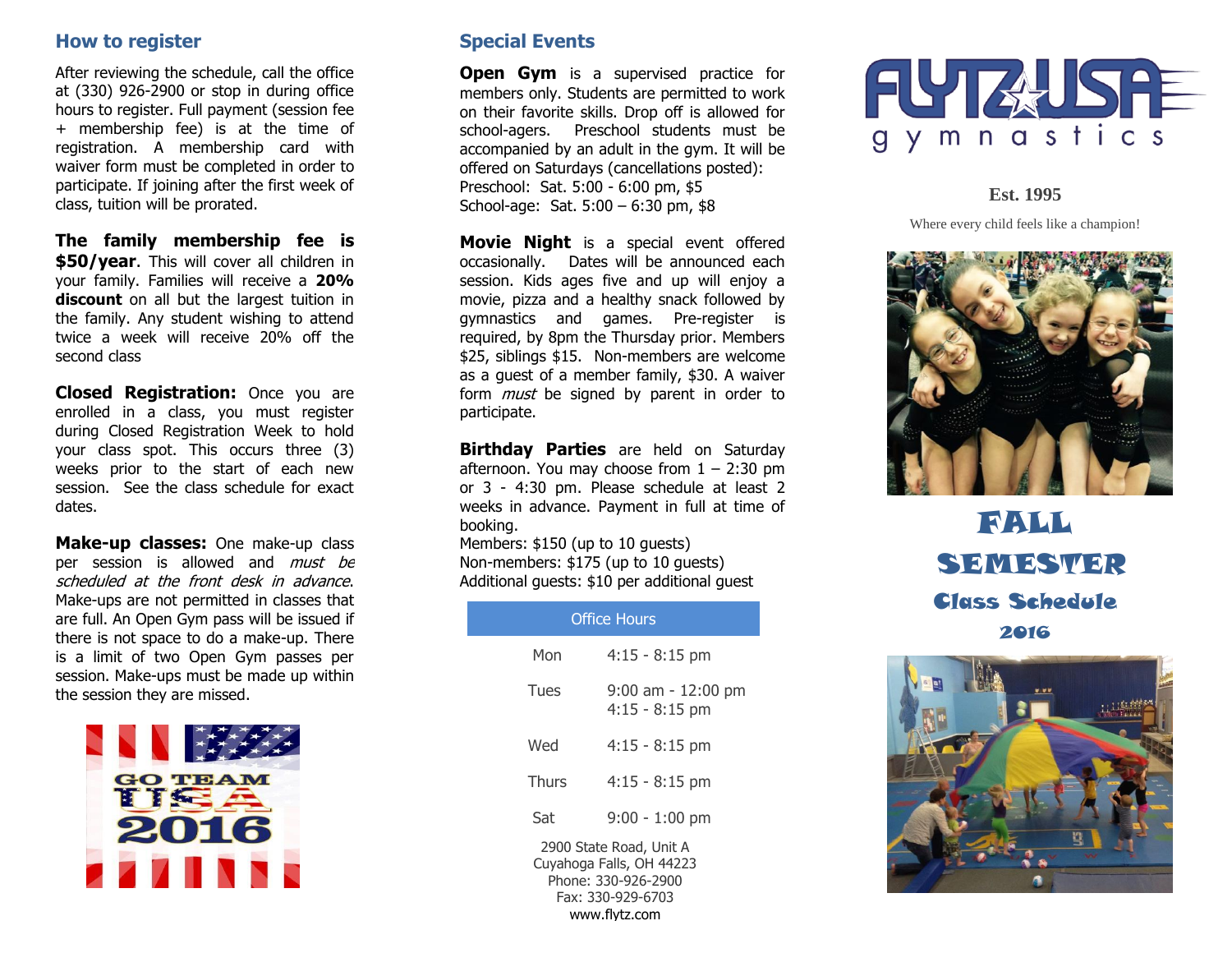## How to register

After reviewing the schedule, call the office at (330) 926-2900 or stop in during office hours to register. Full payment (session fee + membership fee) is at the time of registration. A membership card with waiver form must be completed in order to participate. If joining after the first week of class, tuition will be prorated.

**The family membership fee is $50/year**. This will cover all children in your family. Families will receive a **20% discount** on all but the largest tuition in the family. Any student wishing to attend twice a week will receive 20% off the second class

**Closed Registration:** Once you are enrolled in a class, you must register during Closed Registration Week to hold your class spot. This occurs three (3) weeks prior to the start of each new session. See the class schedule for exact dates.

**Make-up classes:** One make-up class per session is allowed and *must be scheduled at the front desk in advance*. Make-ups are not permitted in classes that are full. An Open Gym pass will be issued if there is not space to do a make-up. There is a limit of two Open Gym passes per session. Make-ups must be made up within the session they are missed.

GO TEAM USA 2016

## Special Events

**Open Gym** is a supervised practice for members only. Students are permitted to work on their favorite skills. Drop off is allowed for school-agers. Preschool students must be accompanied by an adult in the gym. It will be offered on Saturdays (cancellations posted):
Preschool: Sat. 5:00 - 6:00 pm, $5
School-age: Sat. 5:00 – 6:30 pm, $8

**Movie Night** is a special event offered occasionally. Dates will be announced each session. Kids ages five and up will enjoy a movie, pizza and a healthy snack followed by gymnastics and games. Pre-register is required, by 8pm the Thursday prior. Members $25, siblings $15. Non-members are welcome as a guest of a member family, $30. A waiver form *must* be signed by parent in order to participate.

**Birthday Parties** are held on Saturday afternoon. You may choose from 1 – 2:30 pm or 3 - 4:30 pm. Please schedule at least 2 weeks in advance. Payment in full at time of booking.
Members: $150 (up to 10 guests)
Non-members: $175 (up to 10 guests)
Additional guests: $10 per additional guest

| Office Hours | |
|---|---|
| Mon | 4:15 - 8:15 pm |
| Tues | 9:00 am - 12:00 pm<br>4:15 - 8:15 pm |
| Wed | 4:15 - 8:15 pm |
| Thurs | 4:15 - 8:15 pm |
| Sat | 9:00 - 1:00 pm |

2900 State Road, Unit A
Cuyahoga Falls, OH 44223
Phone: 330-926-2900
Fax: 330-929-6703
www.flytz.com

# FLYTZ USA gymnastics

**Est. 1995**

Where every child feels like a champion!

# FALL SEMESTER

## Class Schedule

## 2016